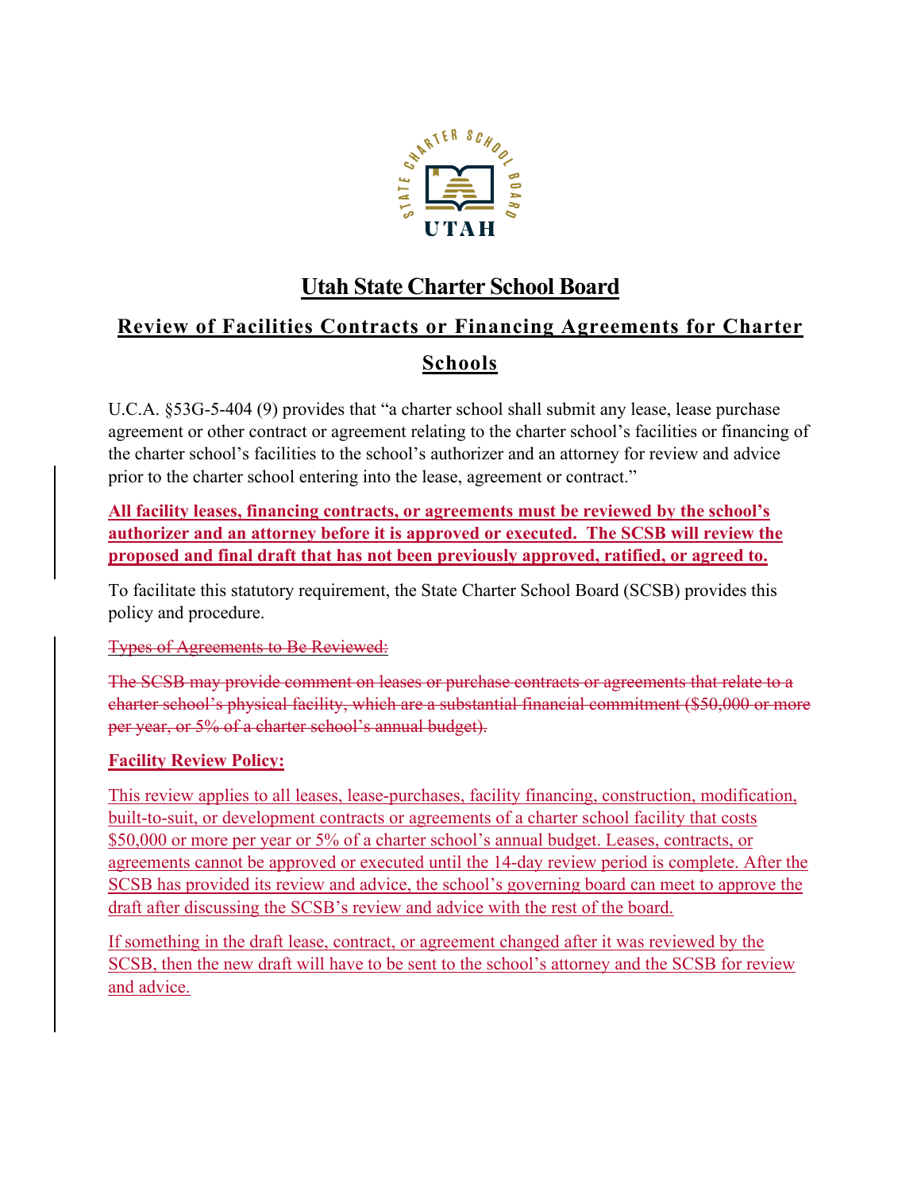# Utah State Charter School Board

## Review of Facilities Contracts or Financing Agreements for Charter Schools

U.C.A. §53G-5-404 (9) provides that "a charter school shall submit any lease, lease purchase agreement or other contract or agreement relating to the charter school's facilities or financing of the charter school's facilities to the school's authorizer and an attorney for review and advice prior to the charter school entering into the lease, agreement or contract."

**All facility leases, financing contracts, or agreements must be reviewed by the school's authorizer and an attorney before it is approved or executed. The SCSB will review the proposed and final draft that has not been previously approved, ratified, or agreed to.**

To facilitate this statutory requirement, the State Charter School Board (SCSB) provides this policy and procedure.

~~Types of Agreements to Be Reviewed:~~

~~The SCSB may provide comment on leases or purchase contracts or agreements that relate to a charter school's physical facility, which are a substantial financial commitment ($50,000 or more per year, or 5% of a charter school's annual budget).~~

**Facility Review Policy:**

This review applies to all leases, lease-purchases, facility financing, construction, modification, built-to-suit, or development contracts or agreements of a charter school facility that costs $50,000 or more per year or 5% of a charter school's annual budget. Leases, contracts, or agreements cannot be approved or executed until the 14-day review period is complete. After the SCSB has provided its review and advice, the school's governing board can meet to approve the draft after discussing the SCSB's review and advice with the rest of the board.

If something in the draft lease, contract, or agreement changed after it was reviewed by the SCSB, then the new draft will have to be sent to the school's attorney and the SCSB for review and advice.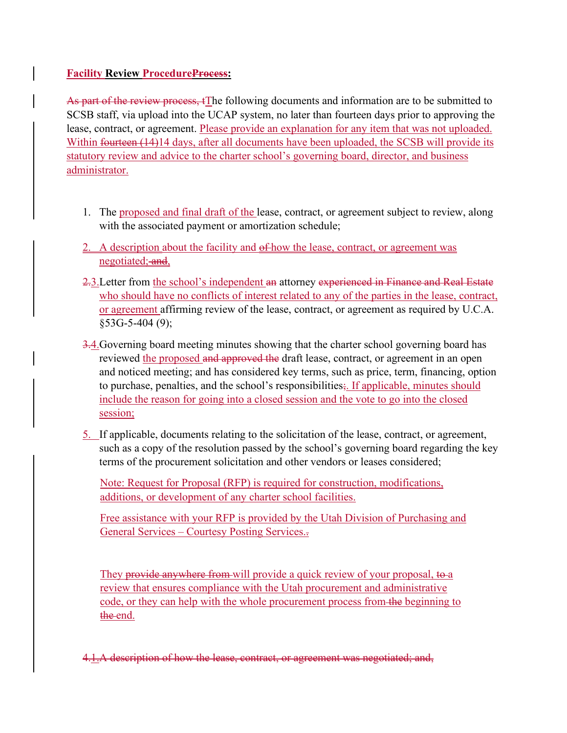**Facility Review Procedure~~Process~~:**

~~As part of the review process, t~~The following documents and information are to be submitted to SCSB staff, via upload into the UCAP system, no later than fourteen days prior to approving the lease, contract, or agreement. Please provide an explanation for any item that was not uploaded. Within ~~fourteen (14)~~14 days, after all documents have been uploaded, the SCSB will provide its statutory review and advice to the charter school's governing board, director, and business administrator.

1. The proposed and final draft of the lease, contract, or agreement subject to review, along with the associated payment or amortization schedule;

2. A description about the facility and ~~of~~ how the lease, contract, or agreement was negotiated;~~ and,~~

3. ~~2.~~ Letter from the school's independent ~~an~~ attorney ~~experienced in Finance and Real Estate~~ who should have no conflicts of interest related to any of the parties in the lease, contract, or agreement affirming review of the lease, contract, or agreement as required by U.C.A. §53G-5-404 (9);

4. ~~3.~~ Governing board meeting minutes showing that the charter school governing board has reviewed the proposed ~~and approved the~~ draft lease, contract, or agreement in an open and noticed meeting; and has considered key terms, such as price, term, financing, option to purchase, penalties, and the school's responsibilities~~;~~. If applicable, minutes should include the reason for going into a closed session and the vote to go into the closed session;

5. If applicable, documents relating to the solicitation of the lease, contract, or agreement, such as a copy of the resolution passed by the school's governing board regarding the key terms of the procurement solicitation and other vendors or leases considered;

   Note: Request for Proposal (RFP) is required for construction, modifications, additions, or development of any charter school facilities.

   Free assistance with your RFP is provided by the Utah Division of Purchasing and General Services – Courtesy Posting Services.~~.~~

   They ~~provide anywhere from~~ will provide a quick review of your proposal, ~~to~~ a review that ensures compliance with the Utah procurement and administrative code, or they can help with the whole procurement process from ~~the~~ beginning to ~~the~~ end.

~~4.1. A description of how the lease, contract, or agreement was negotiated; and,~~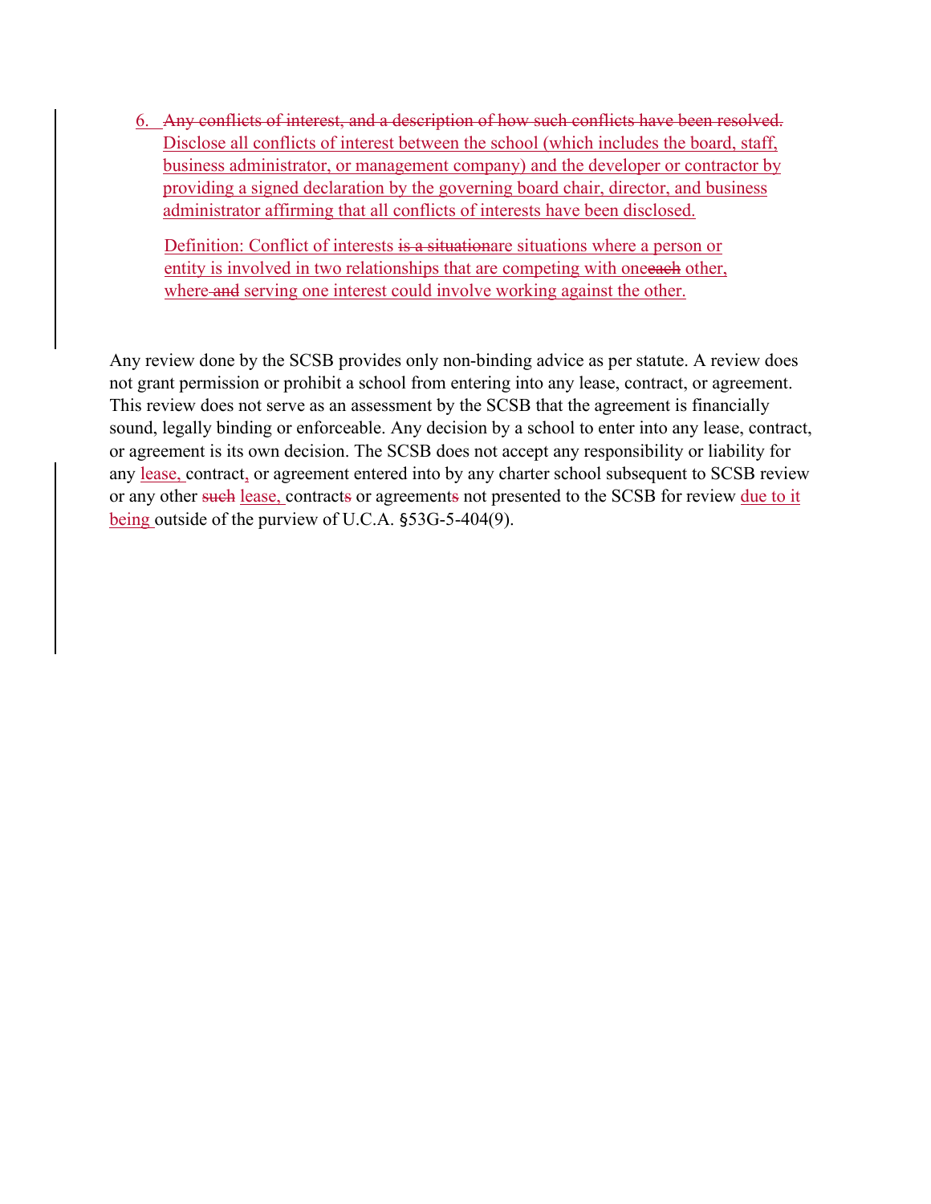6. ~~Any conflicts of interest, and a description of how such conflicts have been resolved.~~ Disclose all conflicts of interest between the school (which includes the board, staff, business administrator, or management company) and the developer or contractor by providing a signed declaration by the governing board chair, director, and business administrator affirming that all conflicts of interests have been disclosed.

   Definition: Conflict of interests ~~is a situation~~are situations where a person or entity is involved in two relationships that are competing with one~~each~~ other, where ~~and~~ serving one interest could involve working against the other.

Any review done by the SCSB provides only non-binding advice as per statute. A review does not grant permission or prohibit a school from entering into any lease, contract, or agreement. This review does not serve as an assessment by the SCSB that the agreement is financially sound, legally binding or enforceable. Any decision by a school to enter into any lease, contract, or agreement is its own decision. The SCSB does not accept any responsibility or liability for any lease, contract, or agreement entered into by any charter school subsequent to SCSB review or any other ~~such~~ lease, contract~~s~~ or agreement~~s~~ not presented to the SCSB for review due to it being outside of the purview of U.C.A. §53G-5-404(9).